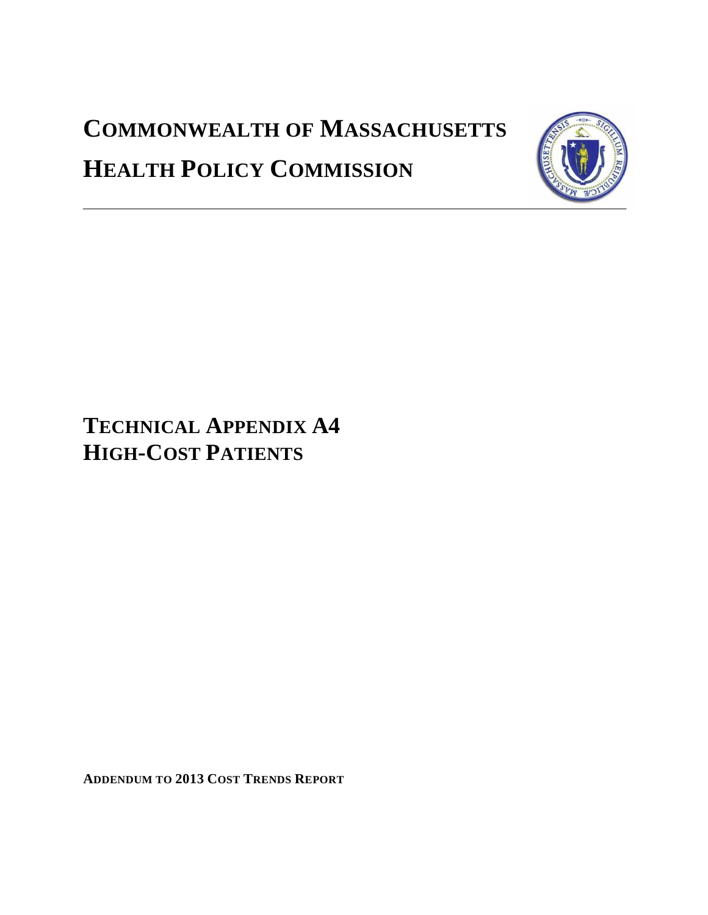# COMMONWEALTH OF MASSACHUSETTS

# HEALTH POLICY COMMISSION

---

## TECHNICAL APPENDIX A4
## HIGH-COST PATIENTS

**ADDENDUM TO 2013 COST TRENDS REPORT**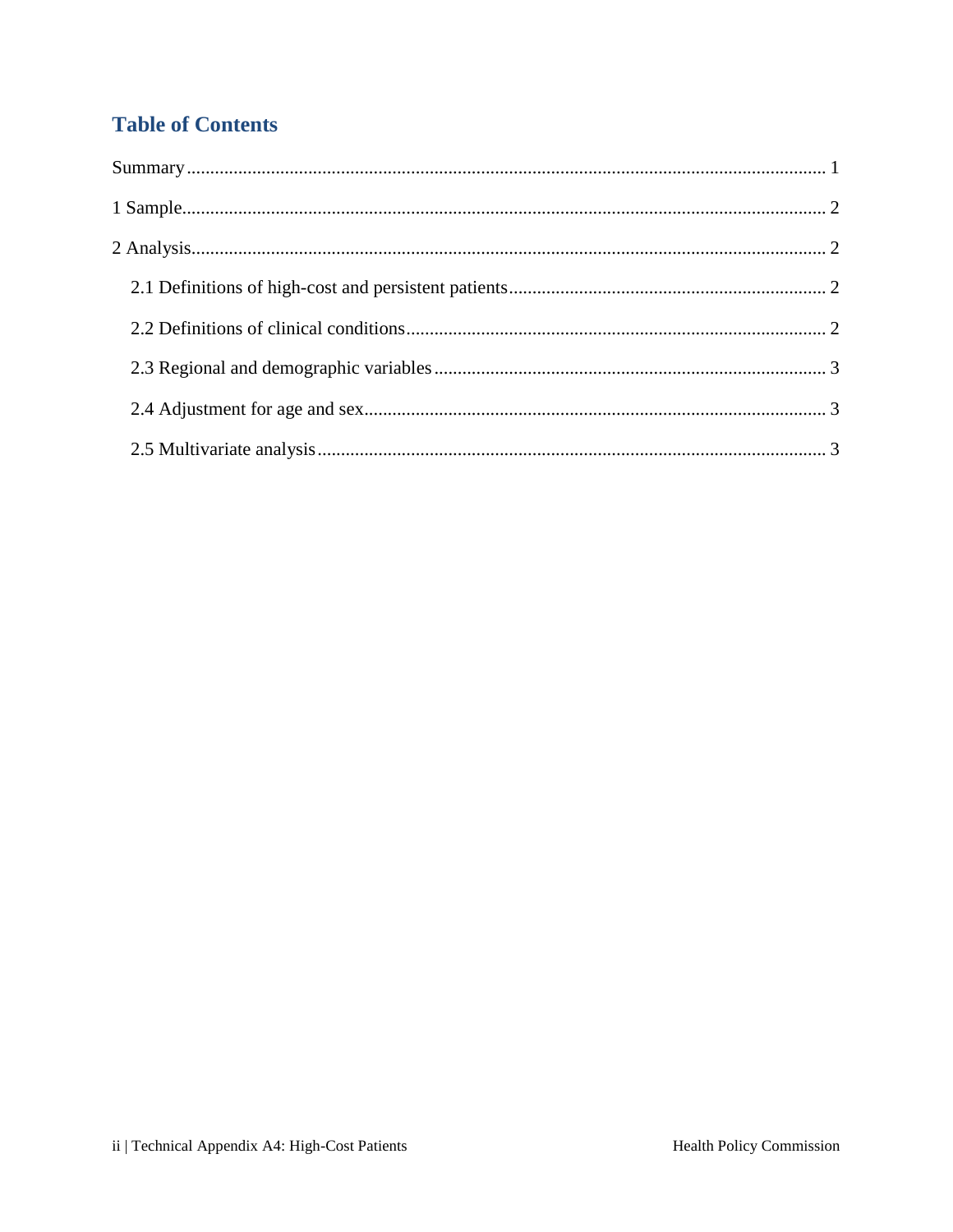## Table of Contents

Summary ........................................................................................................................ 1

1 Sample ........................................................................................................................ 2

2 Analysis ........................................................................................................................ 2

  2.1 Definitions of high-cost and persistent patients ........................................................ 2

  2.2 Definitions of clinical conditions ............................................................................. 2

  2.3 Regional and demographic variables ....................................................................... 3

  2.4 Adjustment for age and sex ..................................................................................... 3

  2.5 Multivariate analysis ............................................................................................... 3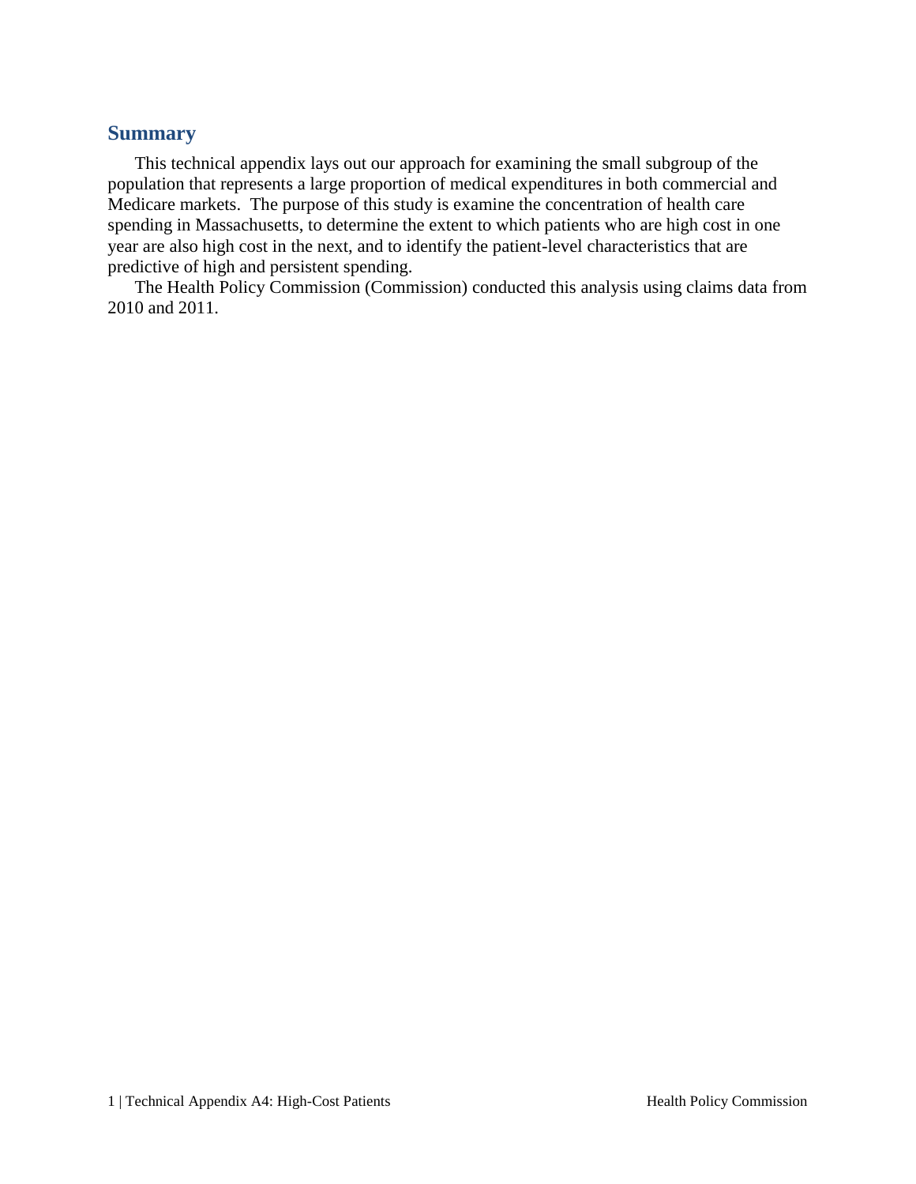## Summary

This technical appendix lays out our approach for examining the small subgroup of the population that represents a large proportion of medical expenditures in both commercial and Medicare markets. The purpose of this study is examine the concentration of health care spending in Massachusetts, to determine the extent to which patients who are high cost in one year are also high cost in the next, and to identify the patient-level characteristics that are predictive of high and persistent spending.

The Health Policy Commission (Commission) conducted this analysis using claims data from 2010 and 2011.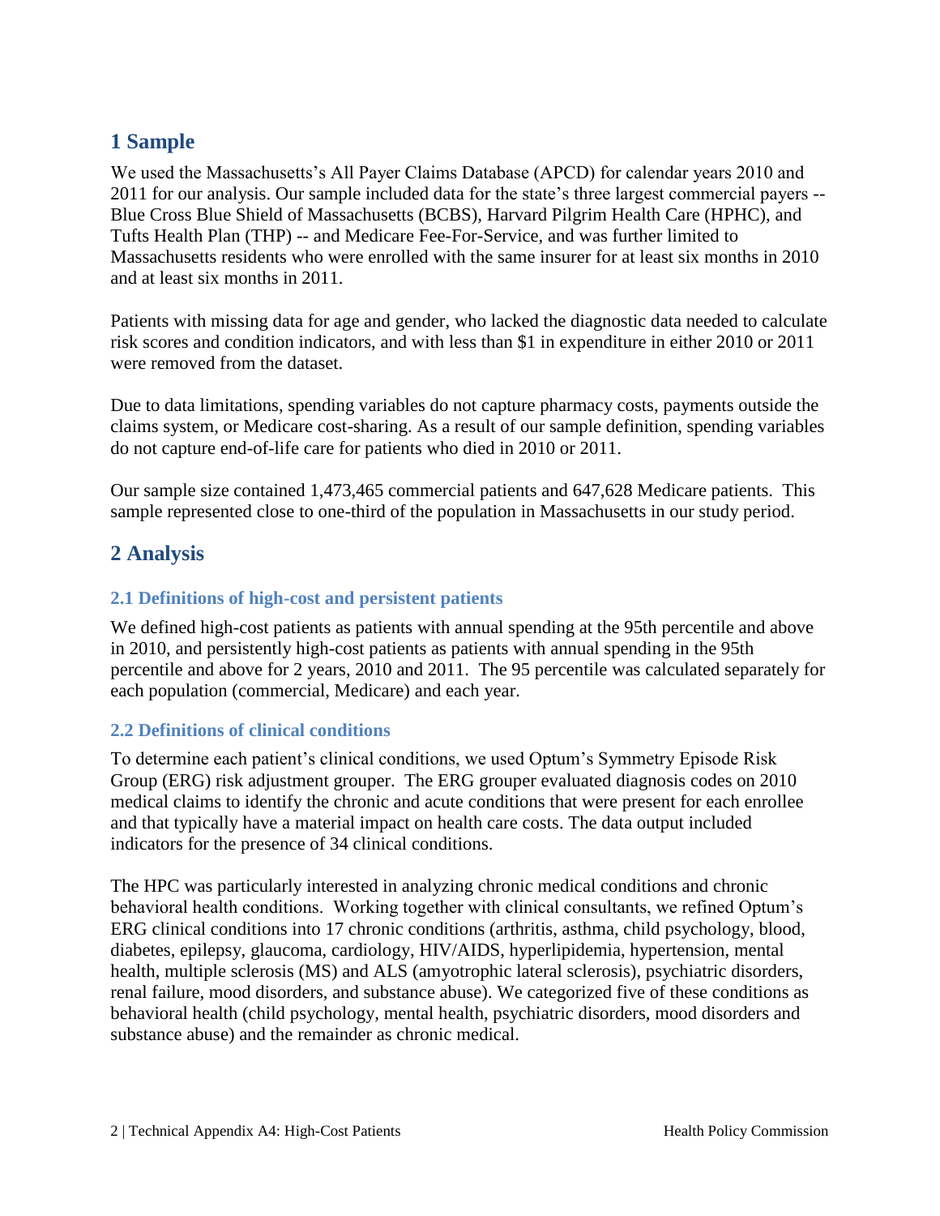# 1 Sample

We used the Massachusetts's All Payer Claims Database (APCD) for calendar years 2010 and 2011 for our analysis. Our sample included data for the state's three largest commercial payers -- Blue Cross Blue Shield of Massachusetts (BCBS), Harvard Pilgrim Health Care (HPHC), and Tufts Health Plan (THP) -- and Medicare Fee-For-Service, and was further limited to Massachusetts residents who were enrolled with the same insurer for at least six months in 2010 and at least six months in 2011.

Patients with missing data for age and gender, who lacked the diagnostic data needed to calculate risk scores and condition indicators, and with less than $1 in expenditure in either 2010 or 2011 were removed from the dataset.

Due to data limitations, spending variables do not capture pharmacy costs, payments outside the claims system, or Medicare cost-sharing. As a result of our sample definition, spending variables do not capture end-of-life care for patients who died in 2010 or 2011.

Our sample size contained 1,473,465 commercial patients and 647,628 Medicare patients. This sample represented close to one-third of the population in Massachusetts in our study period.

# 2 Analysis

## 2.1 Definitions of high-cost and persistent patients

We defined high-cost patients as patients with annual spending at the 95th percentile and above in 2010, and persistently high-cost patients as patients with annual spending in the 95th percentile and above for 2 years, 2010 and 2011. The 95 percentile was calculated separately for each population (commercial, Medicare) and each year.

## 2.2 Definitions of clinical conditions

To determine each patient's clinical conditions, we used Optum's Symmetry Episode Risk Group (ERG) risk adjustment grouper. The ERG grouper evaluated diagnosis codes on 2010 medical claims to identify the chronic and acute conditions that were present for each enrollee and that typically have a material impact on health care costs. The data output included indicators for the presence of 34 clinical conditions.

The HPC was particularly interested in analyzing chronic medical conditions and chronic behavioral health conditions. Working together with clinical consultants, we refined Optum's ERG clinical conditions into 17 chronic conditions (arthritis, asthma, child psychology, blood, diabetes, epilepsy, glaucoma, cardiology, HIV/AIDS, hyperlipidemia, hypertension, mental health, multiple sclerosis (MS) and ALS (amyotrophic lateral sclerosis), psychiatric disorders, renal failure, mood disorders, and substance abuse). We categorized five of these conditions as behavioral health (child psychology, mental health, psychiatric disorders, mood disorders and substance abuse) and the remainder as chronic medical.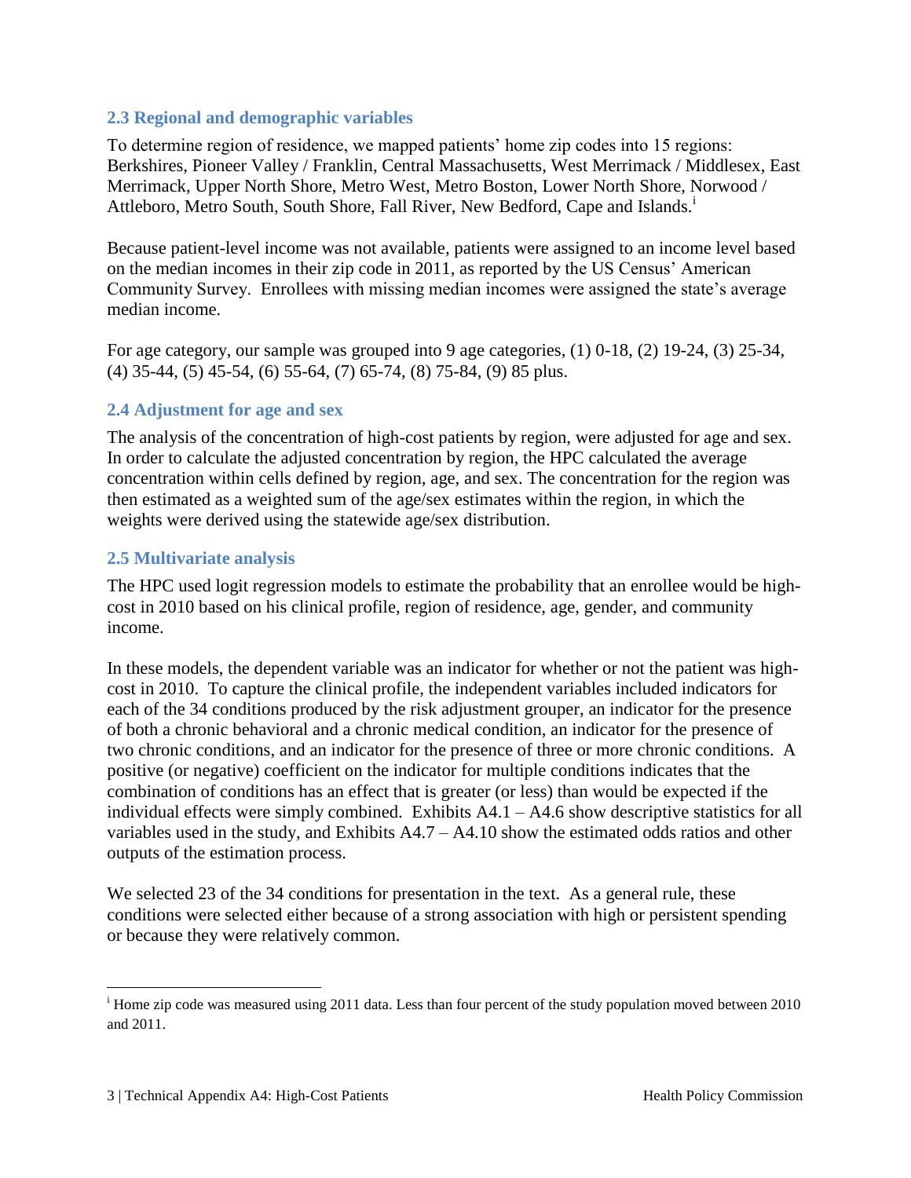### 2.3 Regional and demographic variables

To determine region of residence, we mapped patients' home zip codes into 15 regions: Berkshires, Pioneer Valley / Franklin, Central Massachusetts, West Merrimack / Middlesex, East Merrimack, Upper North Shore, Metro West, Metro Boston, Lower North Shore, Norwood / Attleboro, Metro South, South Shore, Fall River, New Bedford, Cape and Islands.[i]

Because patient-level income was not available, patients were assigned to an income level based on the median incomes in their zip code in 2011, as reported by the US Census' American Community Survey. Enrollees with missing median incomes were assigned the state's average median income.

For age category, our sample was grouped into 9 age categories, (1) 0-18, (2) 19-24, (3) 25-34, (4) 35-44, (5) 45-54, (6) 55-64, (7) 65-74, (8) 75-84, (9) 85 plus.

### 2.4 Adjustment for age and sex

The analysis of the concentration of high-cost patients by region, were adjusted for age and sex. In order to calculate the adjusted concentration by region, the HPC calculated the average concentration within cells defined by region, age, and sex. The concentration for the region was then estimated as a weighted sum of the age/sex estimates within the region, in which the weights were derived using the statewide age/sex distribution.

### 2.5 Multivariate analysis

The HPC used logit regression models to estimate the probability that an enrollee would be high-cost in 2010 based on his clinical profile, region of residence, age, gender, and community income.

In these models, the dependent variable was an indicator for whether or not the patient was high-cost in 2010. To capture the clinical profile, the independent variables included indicators for each of the 34 conditions produced by the risk adjustment grouper, an indicator for the presence of both a chronic behavioral and a chronic medical condition, an indicator for the presence of two chronic conditions, and an indicator for the presence of three or more chronic conditions. A positive (or negative) coefficient on the indicator for multiple conditions indicates that the combination of conditions has an effect that is greater (or less) than would be expected if the individual effects were simply combined. Exhibits A4.1 – A4.6 show descriptive statistics for all variables used in the study, and Exhibits A4.7 – A4.10 show the estimated odds ratios and other outputs of the estimation process.

We selected 23 of the 34 conditions for presentation in the text. As a general rule, these conditions were selected either because of a strong association with high or persistent spending or because they were relatively common.

---

[i] Home zip code was measured using 2011 data. Less than four percent of the study population moved between 2010 and 2011.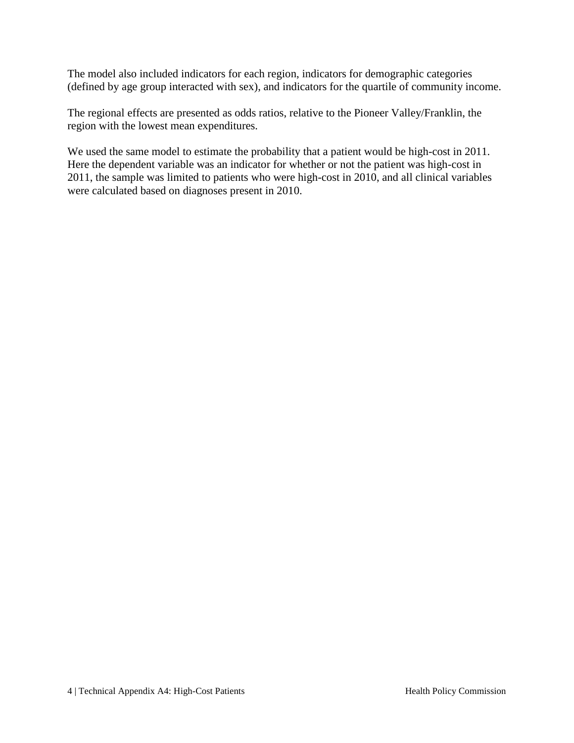The model also included indicators for each region, indicators for demographic categories (defined by age group interacted with sex), and indicators for the quartile of community income.

The regional effects are presented as odds ratios, relative to the Pioneer Valley/Franklin, the region with the lowest mean expenditures.

We used the same model to estimate the probability that a patient would be high-cost in 2011. Here the dependent variable was an indicator for whether or not the patient was high-cost in 2011, the sample was limited to patients who were high-cost in 2010, and all clinical variables were calculated based on diagnoses present in 2010.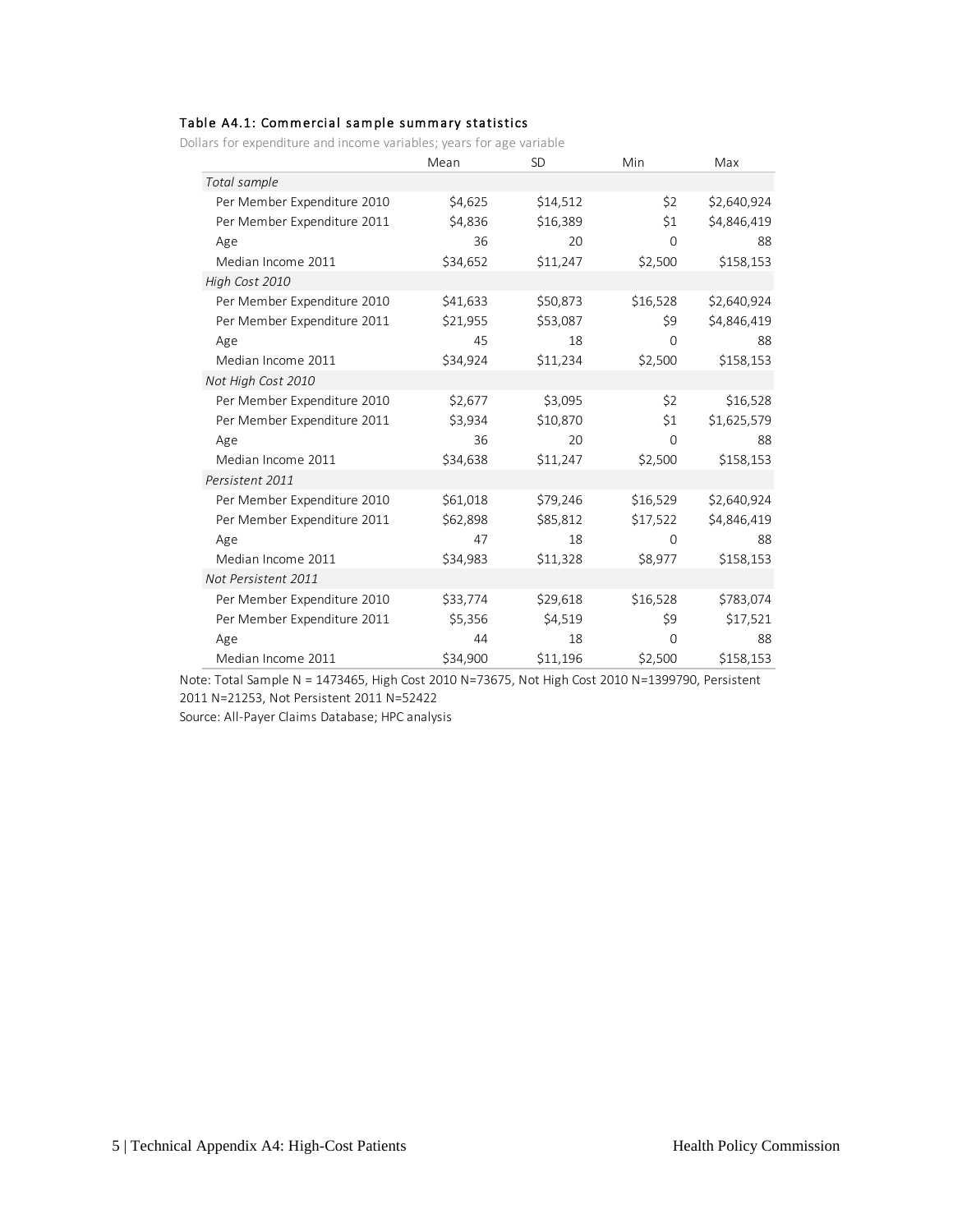### Table A4.1: Commercial sample summary statistics

Dollars for expenditure and income variables; years for age variable

| | Mean | SD | Min | Max |
|---|---|---|---|---|
| *Total sample* | | | | |
| Per Member Expenditure 2010 | $4,625 | $14,512 | $2 | $2,640,924 |
| Per Member Expenditure 2011 | $4,836 | $16,389 | $1 | $4,846,419 |
| Age | 36 | 20 | 0 | 88 |
| Median Income 2011 | $34,652 | $11,247 | $2,500 | $158,153 |
| *High Cost 2010* | | | | |
| Per Member Expenditure 2010 | $41,633 | $50,873 | $16,528 | $2,640,924 |
| Per Member Expenditure 2011 | $21,955 | $53,087 | $9 | $4,846,419 |
| Age | 45 | 18 | 0 | 88 |
| Median Income 2011 | $34,924 | $11,234 | $2,500 | $158,153 |
| *Not High Cost 2010* | | | | |
| Per Member Expenditure 2010 | $2,677 | $3,095 | $2 | $16,528 |
| Per Member Expenditure 2011 | $3,934 | $10,870 | $1 | $1,625,579 |
| Age | 36 | 20 | 0 | 88 |
| Median Income 2011 | $34,638 | $11,247 | $2,500 | $158,153 |
| *Persistent 2011* | | | | |
| Per Member Expenditure 2010 | $61,018 | $79,246 | $16,529 | $2,640,924 |
| Per Member Expenditure 2011 | $62,898 | $85,812 | $17,522 | $4,846,419 |
| Age | 47 | 18 | 0 | 88 |
| Median Income 2011 | $34,983 | $11,328 | $8,977 | $158,153 |
| *Not Persistent 2011* | | | | |
| Per Member Expenditure 2010 | $33,774 | $29,618 | $16,528 | $783,074 |
| Per Member Expenditure 2011 | $5,356 | $4,519 | $9 | $17,521 |
| Age | 44 | 18 | 0 | 88 |
| Median Income 2011 | $34,900 | $11,196 | $2,500 | $158,153 |

Note: Total Sample N = 1473465, High Cost 2010 N=73675, Not High Cost 2010 N=1399790, Persistent 2011 N=21253, Not Persistent 2011 N=52422

Source: All-Payer Claims Database; HPC analysis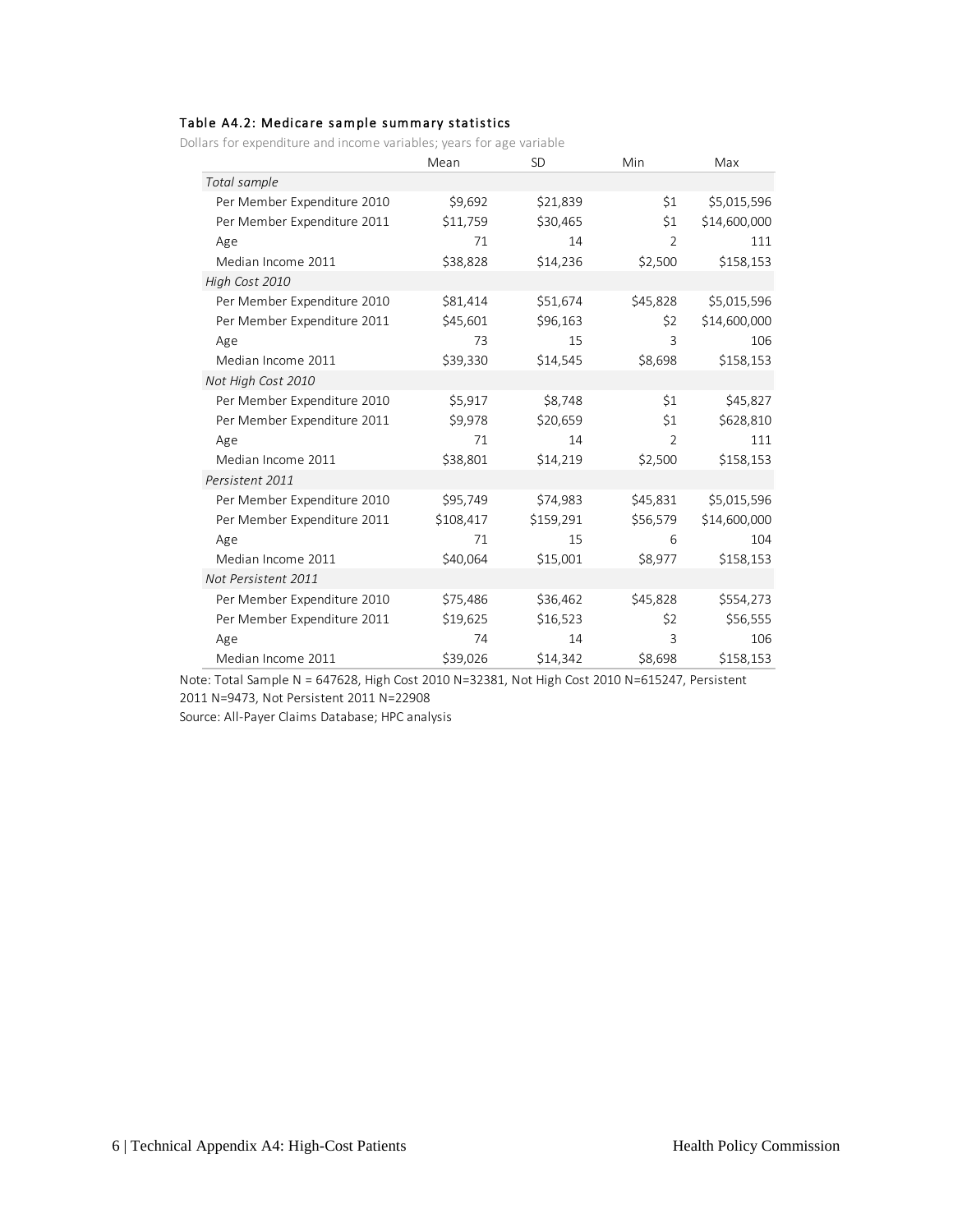#### Table A4.2: Medicare sample summary statistics

Dollars for expenditure and income variables; years for age variable

| | Mean | SD | Min | Max |
|---|---|---|---|---|
| *Total sample* | | | | |
| Per Member Expenditure 2010 | $9,692 | $21,839 | $1 | $5,015,596 |
| Per Member Expenditure 2011 | $11,759 | $30,465 | $1 | $14,600,000 |
| Age | 71 | 14 | 2 | 111 |
| Median Income 2011 | $38,828 | $14,236 | $2,500 | $158,153 |
| *High Cost 2010* | | | | |
| Per Member Expenditure 2010 | $81,414 | $51,674 | $45,828 | $5,015,596 |
| Per Member Expenditure 2011 | $45,601 | $96,163 | $2 | $14,600,000 |
| Age | 73 | 15 | 3 | 106 |
| Median Income 2011 | $39,330 | $14,545 | $8,698 | $158,153 |
| *Not High Cost 2010* | | | | |
| Per Member Expenditure 2010 | $5,917 | $8,748 | $1 | $45,827 |
| Per Member Expenditure 2011 | $9,978 | $20,659 | $1 | $628,810 |
| Age | 71 | 14 | 2 | 111 |
| Median Income 2011 | $38,801 | $14,219 | $2,500 | $158,153 |
| *Persistent 2011* | | | | |
| Per Member Expenditure 2010 | $95,749 | $74,983 | $45,831 | $5,015,596 |
| Per Member Expenditure 2011 | $108,417 | $159,291 | $56,579 | $14,600,000 |
| Age | 71 | 15 | 6 | 104 |
| Median Income 2011 | $40,064 | $15,001 | $8,977 | $158,153 |
| *Not Persistent 2011* | | | | |
| Per Member Expenditure 2010 | $75,486 | $36,462 | $45,828 | $554,273 |
| Per Member Expenditure 2011 | $19,625 | $16,523 | $2 | $56,555 |
| Age | 74 | 14 | 3 | 106 |
| Median Income 2011 | $39,026 | $14,342 | $8,698 | $158,153 |

Note: Total Sample N = 647628, High Cost 2010 N=32381, Not High Cost 2010 N=615247, Persistent 2011 N=9473, Not Persistent 2011 N=22908

Source: All-Payer Claims Database; HPC analysis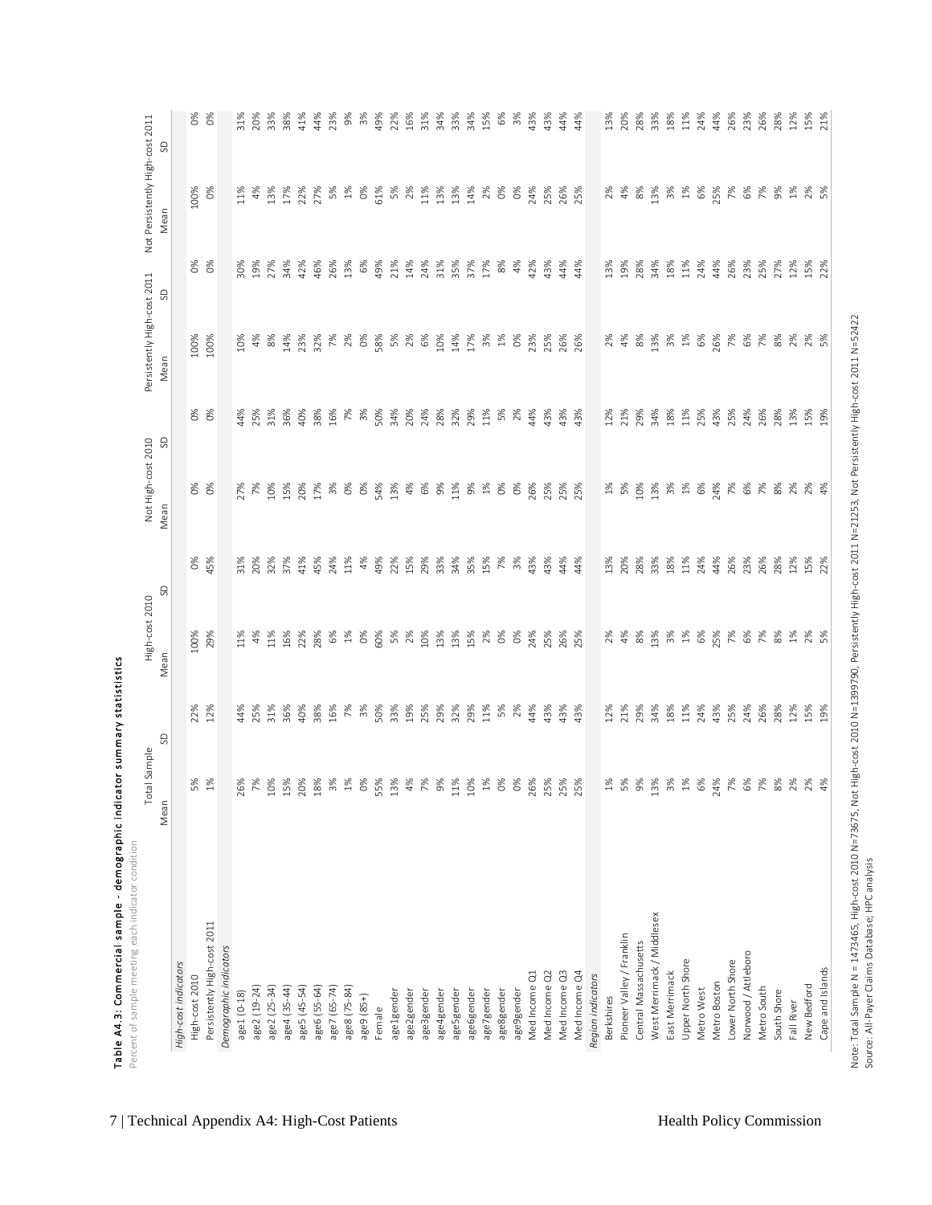**Table A4.3: Commercial sample - demographic indicator summary statistics**

Percent of sample meeting each indicator condition

| | Total Sample | | High-cost 2010 | | Not High-cost 2010 | | Persistently High-cost 2011 | | Not Persistently High-cost 2011 | |
|---|---|---|---|---|---|---|---|---|---|---|
| | Mean | SD | Mean | SD | Mean | SD | Mean | SD | Mean | SD |
| *High-cost indicators* | | | | | | | | | | |
| High-cost 2010 | 5% | 22% | 100% | 0% | 0% | 0% | 100% | 0% | 100% | 0% |
| Persistently High-cost 2011 | 1% | 12% | 29% | 45% | 0% | 0% | 100% | 0% | 0% | 0% |
| *Demographic indicators* | | | | | | | | | | |
| age1 (0-18) | 26% | 44% | 11% | 31% | 27% | 44% | 10% | 30% | 11% | 31% |
| age2 (19-24) | 7% | 25% | 4% | 20% | 7% | 25% | 4% | 19% | 4% | 20% |
| age2 (25-34) | 10% | 31% | 11% | 32% | 10% | 31% | 8% | 27% | 13% | 33% |
| age4 (35-44) | 15% | 36% | 16% | 37% | 15% | 36% | 14% | 34% | 17% | 38% |
| age5 (45-54) | 20% | 40% | 22% | 41% | 20% | 40% | 23% | 42% | 22% | 41% |
| age6 (55-64) | 18% | 38% | 28% | 45% | 17% | 38% | 32% | 46% | 27% | 44% |
| age7 (65-74) | 3% | 16% | 6% | 24% | 3% | 16% | 7% | 26% | 5% | 23% |
| age8 (75-84) | 1% | 7% | 1% | 11% | 0% | 7% | 2% | 13% | 1% | 9% |
| age9 (85+) | 0% | 3% | 0% | 4% | 0% | 3% | 0% | 6% | 0% | 3% |
| Female | 55% | 50% | 60% | 49% | 54% | 50% | 58% | 49% | 61% | 49% |
| age1gender | 13% | 33% | 5% | 22% | 13% | 34% | 5% | 21% | 5% | 22% |
| age2gender | 4% | 19% | 2% | 15% | 4% | 20% | 2% | 14% | 2% | 16% |
| age3gender | 7% | 25% | 10% | 29% | 6% | 24% | 6% | 24% | 11% | 31% |
| age4gender | 9% | 29% | 13% | 33% | 9% | 28% | 10% | 31% | 13% | 34% |
| age5gender | 11% | 32% | 13% | 34% | 11% | 32% | 14% | 35% | 13% | 33% |
| age6gender | 10% | 29% | 15% | 35% | 9% | 29% | 17% | 37% | 14% | 34% |
| age7gender | 1% | 11% | 2% | 15% | 1% | 11% | 3% | 17% | 2% | 15% |
| age8gender | 0% | 5% | 0% | 7% | 0% | 5% | 1% | 8% | 0% | 6% |
| age9gender | 0% | 2% | 0% | 3% | 0% | 2% | 0% | 4% | 0% | 3% |
| Med Income Q1 | 26% | 44% | 24% | 43% | 26% | 44% | 23% | 42% | 24% | 43% |
| Med Income Q2 | 25% | 43% | 25% | 43% | 25% | 43% | 25% | 43% | 25% | 43% |
| Med Income Q3 | 25% | 43% | 26% | 44% | 25% | 43% | 26% | 44% | 26% | 44% |
| Med Income Q4 | 25% | 43% | 25% | 44% | 25% | 43% | 26% | 44% | 25% | 44% |
| *Region indicators* | | | | | | | | | | |
| Berkshires | 1% | 12% | 2% | 13% | 1% | 12% | 2% | 13% | 2% | 13% |
| Pioneer Valley / Franklin | 5% | 21% | 4% | 20% | 5% | 21% | 4% | 19% | 4% | 20% |
| Central Massachusetts | 9% | 29% | 8% | 28% | 10% | 29% | 8% | 28% | 8% | 28% |
| West Merrimack / Middlesex | 13% | 34% | 13% | 33% | 13% | 34% | 13% | 34% | 13% | 33% |
| East Merrimack | 3% | 18% | 3% | 18% | 3% | 18% | 3% | 18% | 3% | 18% |
| Upper North Shore | 1% | 11% | 1% | 11% | 1% | 11% | 1% | 11% | 1% | 11% |
| Metro West | 6% | 24% | 6% | 24% | 6% | 25% | 6% | 24% | 6% | 24% |
| Metro Boston | 24% | 43% | 25% | 44% | 24% | 43% | 26% | 44% | 25% | 44% |
| Lower North Shore | 7% | 25% | 7% | 26% | 7% | 25% | 7% | 26% | 7% | 26% |
| Norwood / Attleboro | 6% | 24% | 6% | 23% | 6% | 24% | 6% | 23% | 6% | 23% |
| Metro South | 7% | 26% | 7% | 26% | 7% | 26% | 7% | 25% | 7% | 26% |
| South Shore | 8% | 28% | 8% | 28% | 8% | 28% | 8% | 27% | 9% | 28% |
| Fall River | 2% | 12% | 1% | 12% | 2% | 13% | 2% | 12% | 1% | 12% |
| New Bedford | 2% | 15% | 2% | 15% | 2% | 15% | 2% | 15% | 2% | 15% |
| Cape and Islands | 4% | 19% | 5% | 22% | 4% | 19% | 5% | 22% | 5% | 21% |

Note: Total Sample N = 1473465, High-cost 2010 N=73675, Not High-cost 2010 N=1399790, Persistently High-cost 2011 N=21253, Not Persistently High-cost 2011 N=52422

Source: All-Payer Claims Database; HPC analysis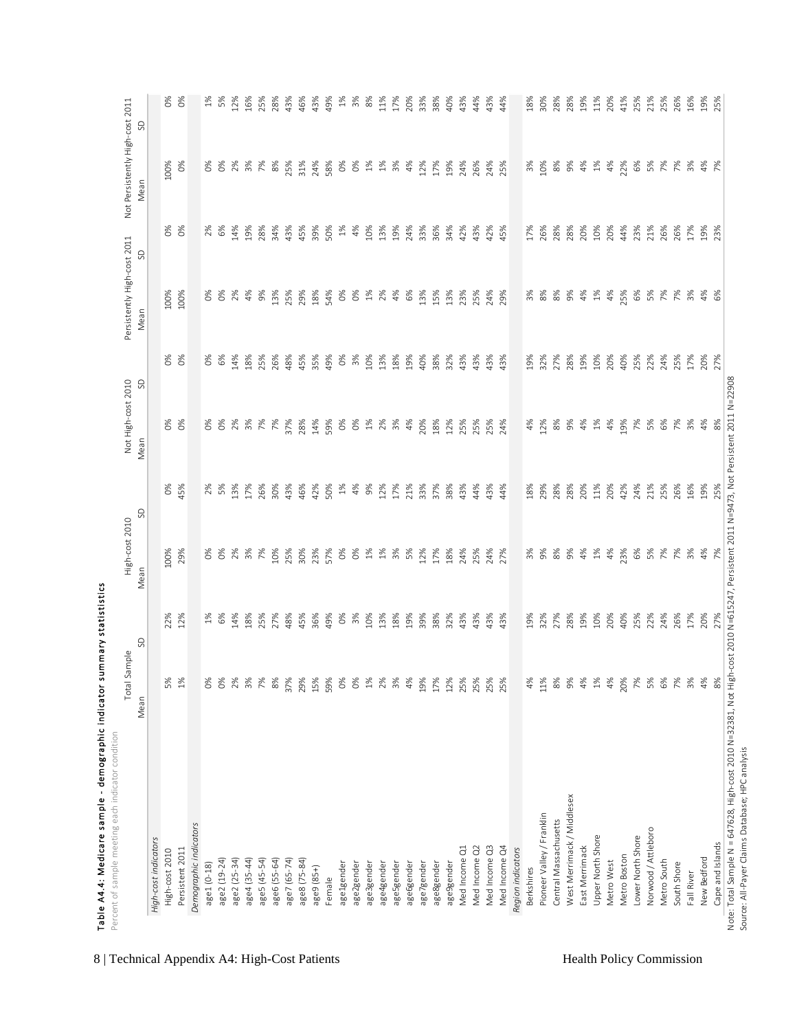**Table A4.4: Medicare sample - demographic indicator summary statistics**

Percent of sample meeting each indicator condition

| | Total Sample | | High-cost 2010 | | Not High-cost 2010 | | Persistently High-cost 2011 | | Not Persistently High-cost 2011 | |
|---|---|---|---|---|---|---|---|---|---|---|
| | Mean | SD | Mean | SD | Mean | SD | Mean | SD | Mean | SD |
| *High-cost indicators* | | | | | | | | | | |
| High-cost 2010 | 5% | 22% | 100% | 0% | 0% | 0% | 100% | 0% | 100% | 0% |
| Persistent 2011 | 1% | 12% | 29% | 45% | 0% | 0% | 100% | 0% | 0% | 0% |
| *Demographic indicators* | | | | | | | | | | |
| age1 (0-18) | 0% | 1% | 0% | 2% | 0% | 0% | 0% | 2% | 0% | 1% |
| age2 (19-24) | 0% | 6% | 0% | 5% | 0% | 6% | 0% | 6% | 0% | 5% |
| age2 (25-34) | 2% | 14% | 2% | 13% | 2% | 14% | 2% | 14% | 2% | 12% |
| age4 (35-44) | 3% | 18% | 3% | 17% | 3% | 18% | 4% | 19% | 3% | 16% |
| age5 (45-54) | 7% | 25% | 7% | 26% | 7% | 25% | 9% | 28% | 7% | 25% |
| age6 (55-64) | 8% | 27% | 10% | 30% | 7% | 26% | 13% | 34% | 8% | 28% |
| age7 (65-74) | 37% | 48% | 25% | 43% | 37% | 48% | 25% | 43% | 25% | 43% |
| age8 (75-84) | 29% | 45% | 30% | 46% | 28% | 45% | 29% | 45% | 31% | 46% |
| age9 (85+) | 15% | 36% | 23% | 42% | 14% | 35% | 18% | 39% | 24% | 43% |
| Female | 59% | 49% | 57% | 50% | 59% | 49% | 54% | 50% | 58% | 49% |
| age1gender | 0% | 0% | 0% | 1% | 0% | 0% | 0% | 1% | 0% | 1% |
| age2gender | 0% | 3% | 0% | 4% | 0% | 3% | 0% | 4% | 0% | 3% |
| age3gender | 1% | 10% | 1% | 9% | 1% | 10% | 1% | 10% | 1% | 8% |
| age4gender | 2% | 13% | 1% | 12% | 2% | 13% | 2% | 13% | 1% | 11% |
| age5gender | 3% | 18% | 3% | 17% | 3% | 18% | 4% | 19% | 3% | 17% |
| age6gender | 4% | 19% | 5% | 21% | 4% | 19% | 6% | 24% | 4% | 20% |
| age7gender | 19% | 39% | 12% | 33% | 20% | 40% | 13% | 33% | 12% | 33% |
| age8gender | 17% | 38% | 17% | 37% | 18% | 38% | 15% | 36% | 17% | 38% |
| age9gender | 12% | 32% | 18% | 38% | 12% | 32% | 13% | 34% | 19% | 40% |
| Med Income Q1 | 25% | 43% | 24% | 43% | 25% | 43% | 23% | 42% | 24% | 43% |
| Med Income Q2 | 25% | 43% | 25% | 44% | 25% | 43% | 25% | 43% | 26% | 44% |
| Med Income Q3 | 25% | 43% | 24% | 43% | 25% | 43% | 24% | 42% | 24% | 43% |
| Med Income Q4 | 25% | 43% | 27% | 44% | 24% | 43% | 29% | 45% | 25% | 44% |
| *Region indicators* | | | | | | | | | | |
| Berkshires | 4% | 19% | 3% | 18% | 4% | 19% | 3% | 17% | 3% | 18% |
| Pioneer Valley / Franklin | 11% | 32% | 9% | 29% | 12% | 32% | 8% | 26% | 10% | 30% |
| Central Massachusetts | 8% | 27% | 8% | 28% | 8% | 27% | 8% | 28% | 8% | 28% |
| West Merrimack / Middlesex | 9% | 28% | 9% | 28% | 9% | 28% | 9% | 28% | 9% | 28% |
| East Merrimack | 4% | 19% | 4% | 20% | 4% | 19% | 4% | 20% | 4% | 19% |
| Upper North Shore | 1% | 10% | 1% | 11% | 1% | 10% | 1% | 10% | 1% | 11% |
| Metro West | 4% | 20% | 4% | 20% | 4% | 20% | 4% | 20% | 4% | 20% |
| Metro Boston | 20% | 40% | 23% | 42% | 19% | 40% | 25% | 44% | 22% | 41% |
| Lower North Shore | 7% | 25% | 6% | 24% | 7% | 25% | 6% | 23% | 6% | 25% |
| Norwood / Attleboro | 5% | 22% | 5% | 21% | 5% | 22% | 5% | 21% | 5% | 21% |
| Metro South | 6% | 24% | 7% | 25% | 6% | 24% | 7% | 26% | 7% | 25% |
| South Shore | 7% | 26% | 7% | 26% | 7% | 25% | 7% | 26% | 7% | 26% |
| Fall River | 3% | 17% | 3% | 16% | 3% | 17% | 3% | 17% | 3% | 16% |
| New Bedford | 4% | 20% | 4% | 19% | 4% | 20% | 4% | 19% | 4% | 19% |
| Cape and Islands | 8% | 27% | 7% | 25% | 8% | 27% | 6% | 23% | 7% | 25% |

Note: Total Sample N = 647628, High-cost 2010 N=32381, Not High-cost 2010 N=615247, Persistent 2011 N=9473, Not Persistent 2011 N=22908

Source: All-Payer Claims Database; HPC analysis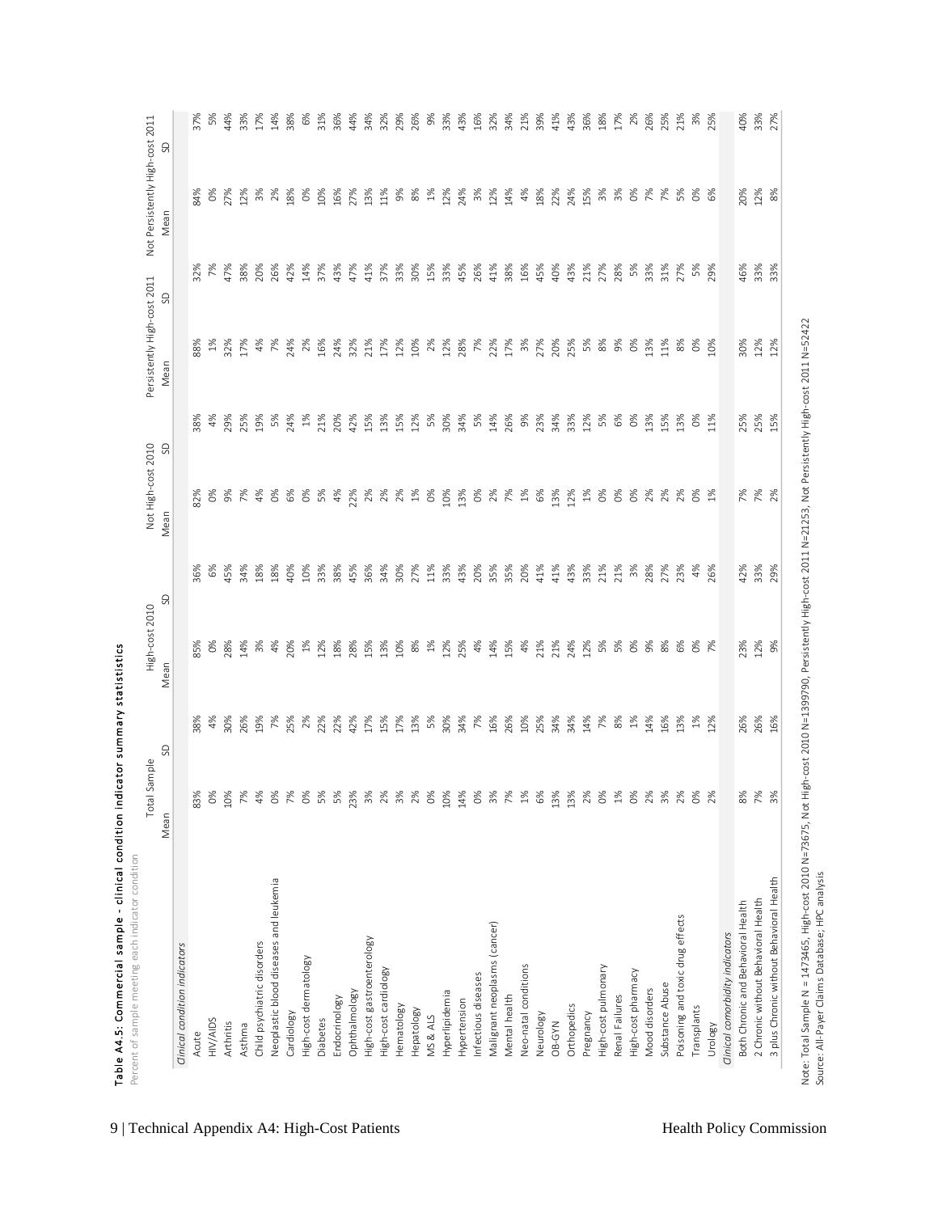**Table A4.5: Commercial sample - clinical condition indicator summary statistics**

Percent of sample meeting each indicator condition

| | Total Sample | | High-cost 2010 | | Not High-cost 2010 | | Persistently High-cost 2011 | | Not Persistently High-cost 2011 | |
|---|---|---|---|---|---|---|---|---|---|---|
| | Mean | SD | Mean | SD | Mean | SD | Mean | SD | Mean | SD |
| *Clinical condition indicators* | | | | | | | | | | |
| Acute | 83% | 38% | 85% | 36% | 82% | 38% | 88% | 32% | 84% | 37% |
| HIV/AIDS | 0% | 4% | 0% | 6% | 0% | 4% | 1% | 7% | 0% | 5% |
| Arthritis | 10% | 30% | 28% | 45% | 9% | 29% | 32% | 47% | 27% | 44% |
| Asthma | 7% | 26% | 14% | 34% | 7% | 25% | 17% | 38% | 12% | 33% |
| Child psychiatric disorders | 4% | 19% | 3% | 18% | 4% | 19% | 4% | 20% | 3% | 17% |
| Neoplastic blood diseases and leukemia | 0% | 7% | 4% | 18% | 0% | 5% | 7% | 26% | 2% | 14% |
| Cardiology | 7% | 25% | 20% | 40% | 6% | 24% | 24% | 42% | 18% | 38% |
| High-cost dermatology | 0% | 2% | 1% | 10% | 0% | 1% | 2% | 14% | 0% | 6% |
| Diabetes | 5% | 22% | 12% | 33% | 5% | 21% | 16% | 37% | 10% | 31% |
| Endocrinology | 5% | 22% | 18% | 38% | 4% | 20% | 24% | 43% | 16% | 36% |
| Ophthalmology | 23% | 42% | 28% | 45% | 22% | 42% | 32% | 47% | 27% | 44% |
| High-cost gastroenterology | 3% | 17% | 15% | 36% | 2% | 15% | 21% | 41% | 13% | 34% |
| High-cost cardiology | 2% | 15% | 13% | 34% | 2% | 13% | 17% | 37% | 11% | 32% |
| Hematology | 3% | 17% | 10% | 30% | 2% | 15% | 12% | 33% | 9% | 29% |
| Hepatology | 2% | 13% | 8% | 27% | 1% | 12% | 10% | 30% | 8% | 26% |
| MS & ALS | 0% | 5% | 1% | 11% | 0% | 5% | 2% | 15% | 1% | 9% |
| Hyperlipidemia | 10% | 30% | 12% | 33% | 10% | 30% | 12% | 33% | 12% | 33% |
| Hypertension | 14% | 34% | 25% | 43% | 13% | 34% | 28% | 45% | 24% | 43% |
| Infectious diseases | 0% | 7% | 4% | 20% | 0% | 5% | 7% | 26% | 3% | 16% |
| Malignant neoplasms (cancer) | 3% | 16% | 14% | 35% | 2% | 14% | 22% | 41% | 12% | 32% |
| Mental health | 7% | 26% | 15% | 35% | 7% | 26% | 17% | 38% | 14% | 34% |
| Neo-natal conditions | 1% | 10% | 4% | 20% | 1% | 9% | 3% | 16% | 4% | 21% |
| Neurology | 6% | 25% | 21% | 41% | 6% | 23% | 27% | 45% | 18% | 39% |
| OB-GYN | 13% | 34% | 21% | 41% | 13% | 34% | 20% | 40% | 22% | 41% |
| Orthopedics | 13% | 34% | 24% | 43% | 12% | 33% | 25% | 43% | 24% | 43% |
| Pregnancy | 2% | 14% | 12% | 33% | 1% | 12% | 5% | 21% | 15% | 36% |
| High-cost pulmonary | 0% | 7% | 5% | 21% | 0% | 5% | 8% | 27% | 3% | 18% |
| Renal Failures | 1% | 8% | 5% | 21% | 0% | 6% | 9% | 28% | 3% | 17% |
| High-cost pharmacy | 0% | 1% | 0% | 3% | 0% | 0% | 0% | 5% | 0% | 2% |
| Mood disorders | 2% | 14% | 9% | 28% | 2% | 13% | 13% | 33% | 7% | 26% |
| Substance Abuse | 3% | 16% | 8% | 27% | 2% | 15% | 11% | 31% | 7% | 25% |
| Poisoning and toxic drug effects | 2% | 13% | 6% | 23% | 2% | 13% | 8% | 27% | 5% | 21% |
| Transplants | 0% | 1% | 0% | 4% | 0% | 0% | 0% | 5% | 0% | 3% |
| Urology | 2% | 12% | 7% | 26% | 1% | 11% | 10% | 29% | 6% | 25% |
| *Clinical comorbidity indicators* | | | | | | | | | | |
| Both Chronic and Behavioral Health | 8% | 26% | 23% | 42% | 7% | 25% | 30% | 46% | 20% | 40% |
| 2 Chronic without Behavioral Health | 7% | 26% | 12% | 33% | 7% | 25% | 12% | 33% | 12% | 33% |
| 3 plus Chronic without Behavioral Health | 3% | 16% | 9% | 29% | 2% | 15% | 12% | 33% | 8% | 27% |

Note: Total Sample N = 1473465, High-cost 2010 N=73675, Not High-cost 2010 N=1399790, Persistently High-cost 2011 N=21253, Not Persistently High-cost 2011 N=52422

Source: All-Payer Claims Database; HPC analysis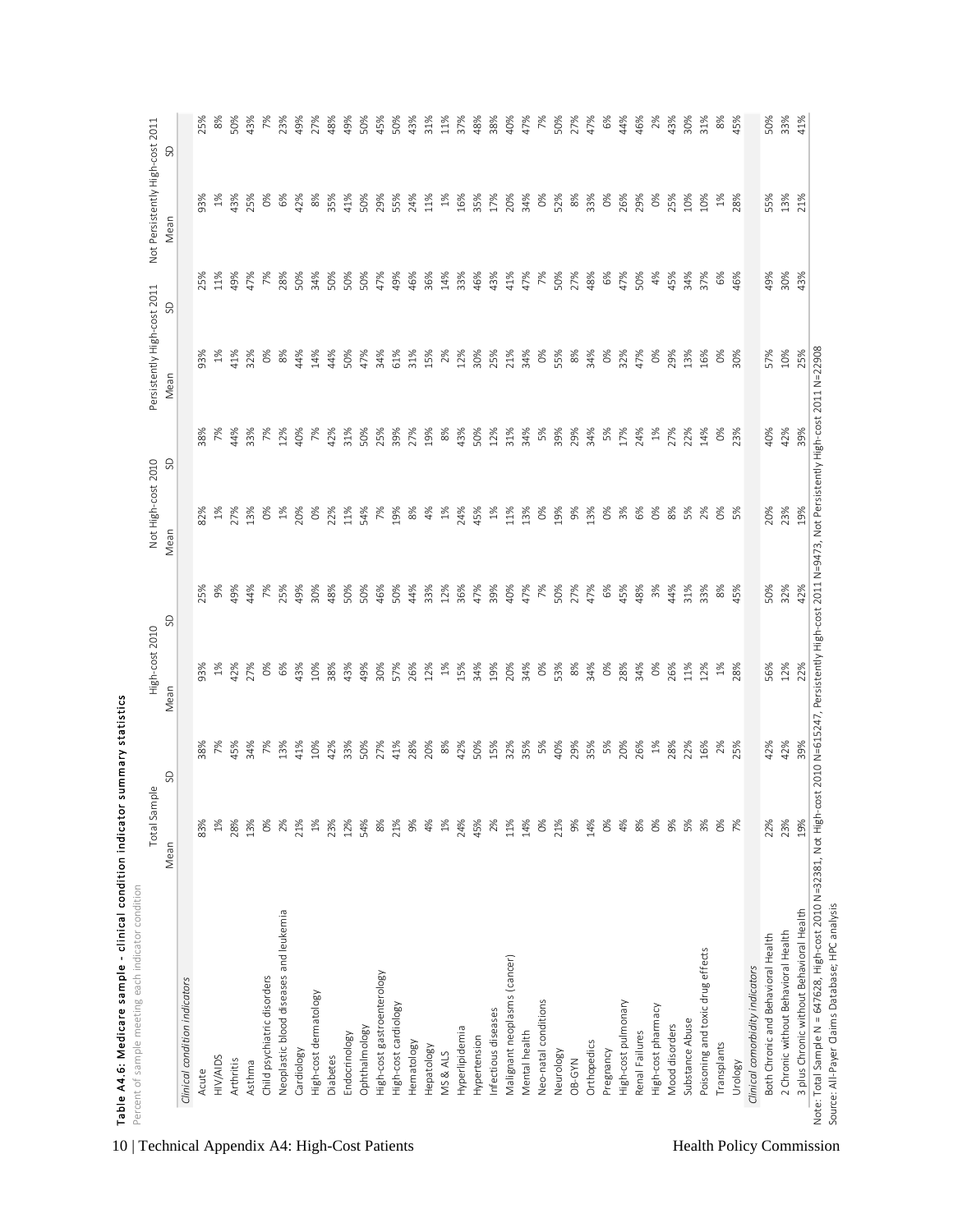**Table A4.6: Medicare sample - clinical condition indicator summary statistics**

Percent of sample meeting each indicator condition

| | Total Sample | | High-cost 2010 | | Not High-cost 2010 | | Persistently High-cost 2011 | | Not Persistently High-cost 2011 | |
|---|---|---|---|---|---|---|---|---|---|---|
| | Mean | SD | Mean | SD | Mean | SD | Mean | SD | Mean | SD |
| *Clinical condition indicators* | | | | | | | | | | |
| Acute | 83% | 38% | 93% | 25% | 82% | 38% | 93% | 25% | 93% | 25% |
| HIV/AIDS | 1% | 7% | 1% | 9% | 1% | 7% | 1% | 11% | 1% | 8% |
| Arthritis | 28% | 45% | 42% | 49% | 27% | 44% | 41% | 49% | 43% | 50% |
| Asthma | 13% | 34% | 27% | 44% | 13% | 33% | 32% | 47% | 25% | 43% |
| Child psychiatric disorders | 0% | 7% | 0% | 7% | 0% | 7% | 0% | 7% | 0% | 7% |
| Neoplastic blood diseases and leukemia | 2% | 13% | 6% | 25% | 1% | 12% | 8% | 28% | 6% | 23% |
| Cardiology | 21% | 41% | 43% | 49% | 20% | 40% | 44% | 50% | 42% | 49% |
| High-cost dermatology | 1% | 10% | 10% | 30% | 0% | 7% | 14% | 34% | 8% | 27% |
| Diabetes | 23% | 42% | 38% | 48% | 22% | 42% | 44% | 50% | 35% | 48% |
| Endocrinology | 12% | 33% | 43% | 50% | 11% | 31% | 50% | 50% | 41% | 49% |
| Ophthalmology | 54% | 50% | 49% | 50% | 54% | 50% | 47% | 50% | 50% | 50% |
| High-cost gastroenterology | 8% | 27% | 30% | 46% | 7% | 25% | 34% | 47% | 29% | 45% |
| High-cost cardiology | 21% | 41% | 57% | 50% | 19% | 39% | 61% | 49% | 55% | 50% |
| Hematology | 9% | 28% | 26% | 44% | 8% | 27% | 31% | 46% | 24% | 43% |
| Hepatology | 4% | 20% | 12% | 33% | 4% | 19% | 15% | 36% | 11% | 31% |
| MS & ALS | 1% | 8% | 1% | 12% | 1% | 8% | 2% | 14% | 1% | 11% |
| Hyperlipidemia | 24% | 42% | 15% | 36% | 24% | 43% | 12% | 33% | 16% | 37% |
| Hypertension | 45% | 50% | 34% | 47% | 45% | 50% | 30% | 46% | 35% | 48% |
| Infectious diseases | 2% | 15% | 19% | 39% | 1% | 12% | 25% | 43% | 17% | 38% |
| Malignant neoplasms (cancer) | 11% | 32% | 20% | 40% | 11% | 31% | 21% | 41% | 20% | 40% |
| Mental health | 14% | 35% | 34% | 47% | 13% | 34% | 34% | 47% | 34% | 47% |
| Neo-natal conditions | 0% | 5% | 0% | 7% | 0% | 5% | 0% | 7% | 0% | 7% |
| Neurology | 21% | 40% | 53% | 50% | 19% | 39% | 55% | 50% | 52% | 50% |
| OB-GYN | 9% | 29% | 8% | 27% | 9% | 29% | 8% | 27% | 8% | 27% |
| Orthopedics | 14% | 35% | 34% | 47% | 13% | 34% | 34% | 48% | 33% | 47% |
| Pregnancy | 0% | 5% | 0% | 6% | 0% | 5% | 0% | 6% | 0% | 6% |
| High-cost pulmonary | 4% | 20% | 28% | 45% | 3% | 17% | 32% | 47% | 26% | 44% |
| Renal Failures | 8% | 26% | 34% | 48% | 6% | 24% | 47% | 50% | 29% | 46% |
| High-cost pharmacy | 0% | 1% | 0% | 3% | 0% | 1% | 0% | 4% | 0% | 2% |
| Mood disorders | 9% | 28% | 26% | 44% | 8% | 27% | 29% | 45% | 25% | 43% |
| Substance Abuse | 5% | 22% | 11% | 31% | 5% | 22% | 13% | 34% | 10% | 30% |
| Poisoning and toxic drug effects | 3% | 16% | 12% | 33% | 2% | 14% | 16% | 37% | 10% | 31% |
| Transplants | 0% | 2% | 1% | 8% | 0% | 0% | 0% | 6% | 1% | 8% |
| Urology | 7% | 25% | 28% | 45% | 5% | 23% | 30% | 46% | 28% | 45% |
| *Clinical comorbidity indicators* | | | | | | | | | | |
| Both Chronic and Behavioral Health | 22% | 42% | 56% | 50% | 20% | 40% | 57% | 49% | 55% | 50% |
| 2 Chronic without Behavioral Health | 23% | 42% | 12% | 32% | 23% | 42% | 10% | 30% | 13% | 33% |
| 3 plus Chronic without Behavioral Health | 19% | 39% | 22% | 42% | 19% | 39% | 25% | 43% | 21% | 41% |

Note: Total Sample N = 647628, High-cost 2010 N=32381, Not High-cost 2010 N=615247, Persistently High-cost 2011 N=9473, Not Persistently High-cost 2011 N=22908

Source: All-Payer Claims Database; HPC analysis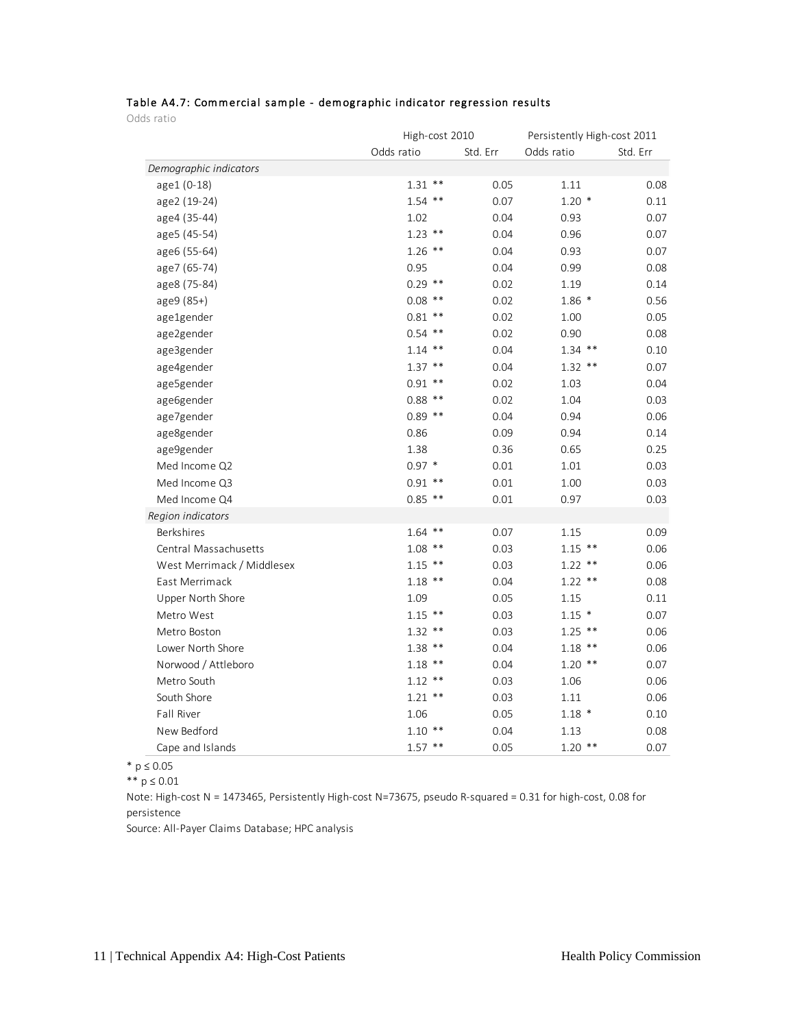#### Table A4.7: Commercial sample - demographic indicator regression results

Odds ratio

| | High-cost 2010 | | Persistently High-cost 2011 | |
|---|---|---|---|---|
| | Odds ratio | Std. Err | Odds ratio | Std. Err |
| *Demographic indicators* | | | | |
| age1 (0-18) | 1.31 ** | 0.05 | 1.11 | 0.08 |
| age2 (19-24) | 1.54 ** | 0.07 | 1.20 * | 0.11 |
| age4 (35-44) | 1.02 | 0.04 | 0.93 | 0.07 |
| age5 (45-54) | 1.23 ** | 0.04 | 0.96 | 0.07 |
| age6 (55-64) | 1.26 ** | 0.04 | 0.93 | 0.07 |
| age7 (65-74) | 0.95 | 0.04 | 0.99 | 0.08 |
| age8 (75-84) | 0.29 ** | 0.02 | 1.19 | 0.14 |
| age9 (85+) | 0.08 ** | 0.02 | 1.86 * | 0.56 |
| age1gender | 0.81 ** | 0.02 | 1.00 | 0.05 |
| age2gender | 0.54 ** | 0.02 | 0.90 | 0.08 |
| age3gender | 1.14 ** | 0.04 | 1.34 ** | 0.10 |
| age4gender | 1.37 ** | 0.04 | 1.32 ** | 0.07 |
| age5gender | 0.91 ** | 0.02 | 1.03 | 0.04 |
| age6gender | 0.88 ** | 0.02 | 1.04 | 0.03 |
| age7gender | 0.89 ** | 0.04 | 0.94 | 0.06 |
| age8gender | 0.86 | 0.09 | 0.94 | 0.14 |
| age9gender | 1.38 | 0.36 | 0.65 | 0.25 |
| Med Income Q2 | 0.97 * | 0.01 | 1.01 | 0.03 |
| Med Income Q3 | 0.91 ** | 0.01 | 1.00 | 0.03 |
| Med Income Q4 | 0.85 ** | 0.01 | 0.97 | 0.03 |
| *Region indicators* | | | | |
| Berkshires | 1.64 ** | 0.07 | 1.15 | 0.09 |
| Central Massachusetts | 1.08 ** | 0.03 | 1.15 ** | 0.06 |
| West Merrimack / Middlesex | 1.15 ** | 0.03 | 1.22 ** | 0.06 |
| East Merrimack | 1.18 ** | 0.04 | 1.22 ** | 0.08 |
| Upper North Shore | 1.09 | 0.05 | 1.15 | 0.11 |
| Metro West | 1.15 ** | 0.03 | 1.15 * | 0.07 |
| Metro Boston | 1.32 ** | 0.03 | 1.25 ** | 0.06 |
| Lower North Shore | 1.38 ** | 0.04 | 1.18 ** | 0.06 |
| Norwood / Attleboro | 1.18 ** | 0.04 | 1.20 ** | 0.07 |
| Metro South | 1.12 ** | 0.03 | 1.06 | 0.06 |
| South Shore | 1.21 ** | 0.03 | 1.11 | 0.06 |
| Fall River | 1.06 | 0.05 | 1.18 * | 0.10 |
| New Bedford | 1.10 ** | 0.04 | 1.13 | 0.08 |
| Cape and Islands | 1.57 ** | 0.05 | 1.20 ** | 0.07 |

* $p \leq 0.05$

** $p \leq 0.01$

Note: High-cost N = 1473465, Persistently High-cost N=73675, pseudo R-squared = 0.31 for high-cost, 0.08 for persistence

Source: All-Payer Claims Database; HPC analysis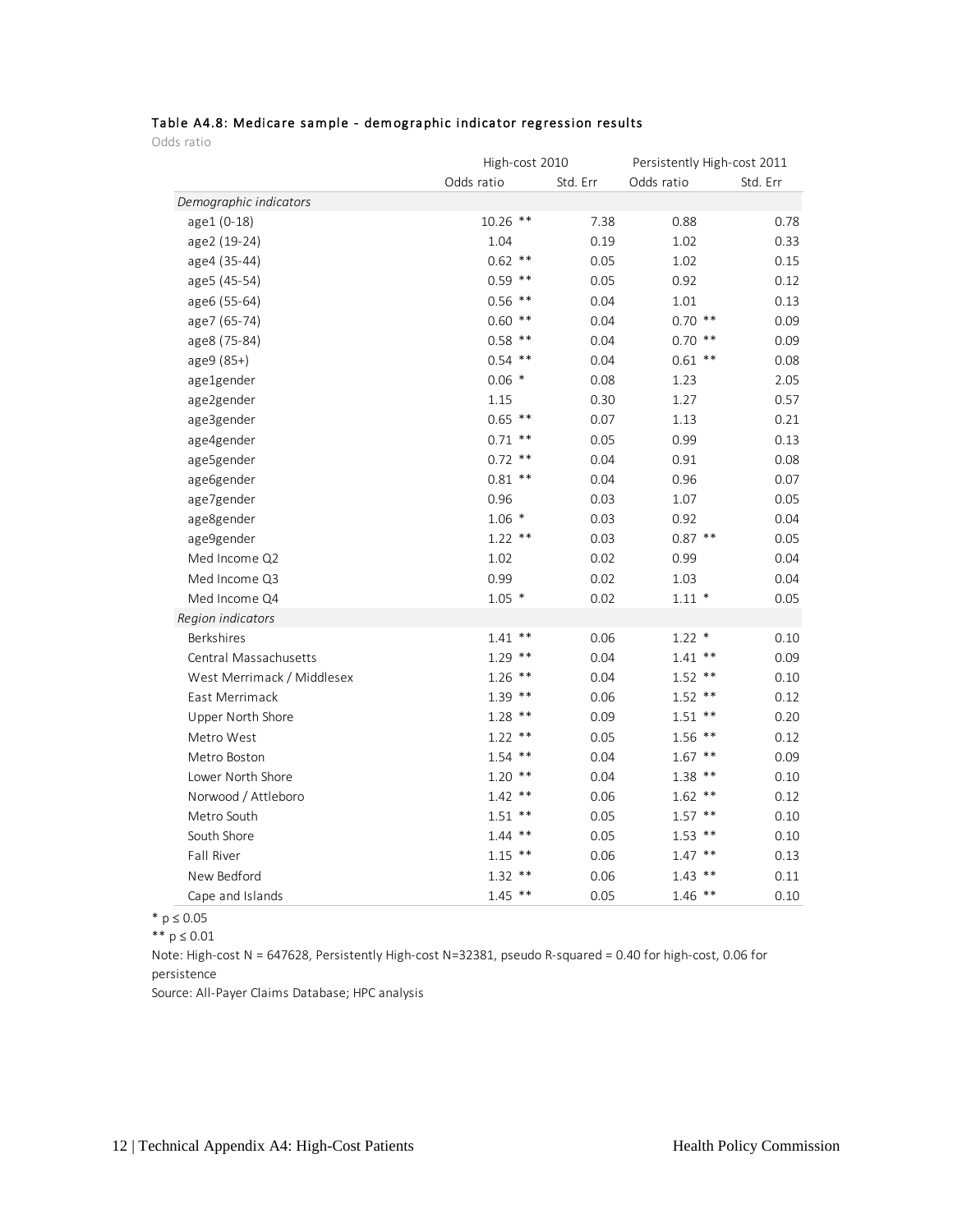#### Table A4.8: Medicare sample - demographic indicator regression results

Odds ratio

| | High-cost 2010 | | Persistently High-cost 2011 | |
|---|---|---|---|---|
| | Odds ratio | Std. Err | Odds ratio | Std. Err |
| *Demographic indicators* | | | | |
| age1 (0-18) | 10.26 ** | 7.38 | 0.88 | 0.78 |
| age2 (19-24) | 1.04 | 0.19 | 1.02 | 0.33 |
| age4 (35-44) | 0.62 ** | 0.05 | 1.02 | 0.15 |
| age5 (45-54) | 0.59 ** | 0.05 | 0.92 | 0.12 |
| age6 (55-64) | 0.56 ** | 0.04 | 1.01 | 0.13 |
| age7 (65-74) | 0.60 ** | 0.04 | 0.70 ** | 0.09 |
| age8 (75-84) | 0.58 ** | 0.04 | 0.70 ** | 0.09 |
| age9 (85+) | 0.54 ** | 0.04 | 0.61 ** | 0.08 |
| age1gender | 0.06 * | 0.08 | 1.23 | 2.05 |
| age2gender | 1.15 | 0.30 | 1.27 | 0.57 |
| age3gender | 0.65 ** | 0.07 | 1.13 | 0.21 |
| age4gender | 0.71 ** | 0.05 | 0.99 | 0.13 |
| age5gender | 0.72 ** | 0.04 | 0.91 | 0.08 |
| age6gender | 0.81 ** | 0.04 | 0.96 | 0.07 |
| age7gender | 0.96 | 0.03 | 1.07 | 0.05 |
| age8gender | 1.06 * | 0.03 | 0.92 | 0.04 |
| age9gender | 1.22 ** | 0.03 | 0.87 ** | 0.05 |
| Med Income Q2 | 1.02 | 0.02 | 0.99 | 0.04 |
| Med Income Q3 | 0.99 | 0.02 | 1.03 | 0.04 |
| Med Income Q4 | 1.05 * | 0.02 | 1.11 * | 0.05 |
| *Region indicators* | | | | |
| Berkshires | 1.41 ** | 0.06 | 1.22 * | 0.10 |
| Central Massachusetts | 1.29 ** | 0.04 | 1.41 ** | 0.09 |
| West Merrimack / Middlesex | 1.26 ** | 0.04 | 1.52 ** | 0.10 |
| East Merrimack | 1.39 ** | 0.06 | 1.52 ** | 0.12 |
| Upper North Shore | 1.28 ** | 0.09 | 1.51 ** | 0.20 |
| Metro West | 1.22 ** | 0.05 | 1.56 ** | 0.12 |
| Metro Boston | 1.54 ** | 0.04 | 1.67 ** | 0.09 |
| Lower North Shore | 1.20 ** | 0.04 | 1.38 ** | 0.10 |
| Norwood / Attleboro | 1.42 ** | 0.06 | 1.62 ** | 0.12 |
| Metro South | 1.51 ** | 0.05 | 1.57 ** | 0.10 |
| South Shore | 1.44 ** | 0.05 | 1.53 ** | 0.10 |
| Fall River | 1.15 ** | 0.06 | 1.47 ** | 0.13 |
| New Bedford | 1.32 ** | 0.06 | 1.43 ** | 0.11 |
| Cape and Islands | 1.45 ** | 0.05 | 1.46 ** | 0.10 |

* $p \leq 0.05$

** $p \leq 0.01$

Note: High-cost N = 647628, Persistently High-cost N=32381, pseudo R-squared = 0.40 for high-cost, 0.06 for persistence

Source: All-Payer Claims Database; HPC analysis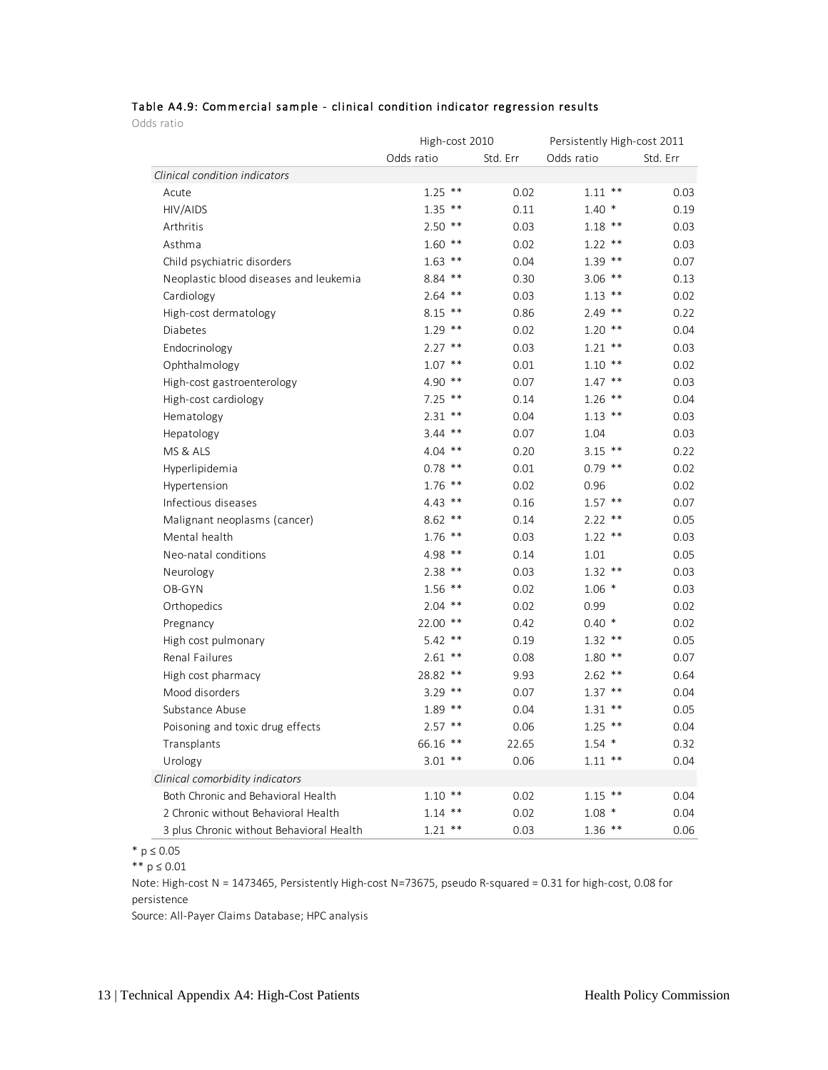#### Table A4.9: Commercial sample - clinical condition indicator regression results

Odds ratio

| | High-cost 2010 | | Persistently High-cost 2011 | |
|---|---|---|---|---|
| | Odds ratio | Std. Err | Odds ratio | Std. Err |
| *Clinical condition indicators* | | | | |
| Acute | 1.25 ** | 0.02 | 1.11 ** | 0.03 |
| HIV/AIDS | 1.35 ** | 0.11 | 1.40 * | 0.19 |
| Arthritis | 2.50 ** | 0.03 | 1.18 ** | 0.03 |
| Asthma | 1.60 ** | 0.02 | 1.22 ** | 0.03 |
| Child psychiatric disorders | 1.63 ** | 0.04 | 1.39 ** | 0.07 |
| Neoplastic blood diseases and leukemia | 8.84 ** | 0.30 | 3.06 ** | 0.13 |
| Cardiology | 2.64 ** | 0.03 | 1.13 ** | 0.02 |
| High-cost dermatology | 8.15 ** | 0.86 | 2.49 ** | 0.22 |
| Diabetes | 1.29 ** | 0.02 | 1.20 ** | 0.04 |
| Endocrinology | 2.27 ** | 0.03 | 1.21 ** | 0.03 |
| Ophthalmology | 1.07 ** | 0.01 | 1.10 ** | 0.02 |
| High-cost gastroenterology | 4.90 ** | 0.07 | 1.47 ** | 0.03 |
| High-cost cardiology | 7.25 ** | 0.14 | 1.26 ** | 0.04 |
| Hematology | 2.31 ** | 0.04 | 1.13 ** | 0.03 |
| Hepatology | 3.44 ** | 0.07 | 1.04 | 0.03 |
| MS & ALS | 4.04 ** | 0.20 | 3.15 ** | 0.22 |
| Hyperlipidemia | 0.78 ** | 0.01 | 0.79 ** | 0.02 |
| Hypertension | 1.76 ** | 0.02 | 0.96 | 0.02 |
| Infectious diseases | 4.43 ** | 0.16 | 1.57 ** | 0.07 |
| Malignant neoplasms (cancer) | 8.62 ** | 0.14 | 2.22 ** | 0.05 |
| Mental health | 1.76 ** | 0.03 | 1.22 ** | 0.03 |
| Neo-natal conditions | 4.98 ** | 0.14 | 1.01 | 0.05 |
| Neurology | 2.38 ** | 0.03 | 1.32 ** | 0.03 |
| OB-GYN | 1.56 ** | 0.02 | 1.06 * | 0.03 |
| Orthopedics | 2.04 ** | 0.02 | 0.99 | 0.02 |
| Pregnancy | 22.00 ** | 0.42 | 0.40 * | 0.02 |
| High cost pulmonary | 5.42 ** | 0.19 | 1.32 ** | 0.05 |
| Renal Failures | 2.61 ** | 0.08 | 1.80 ** | 0.07 |
| High cost pharmacy | 28.82 ** | 9.93 | 2.62 ** | 0.64 |
| Mood disorders | 3.29 ** | 0.07 | 1.37 ** | 0.04 |
| Substance Abuse | 1.89 ** | 0.04 | 1.31 ** | 0.05 |
| Poisoning and toxic drug effects | 2.57 ** | 0.06 | 1.25 ** | 0.04 |
| Transplants | 66.16 ** | 22.65 | 1.54 * | 0.32 |
| Urology | 3.01 ** | 0.06 | 1.11 ** | 0.04 |
| *Clinical comorbidity indicators* | | | | |
| Both Chronic and Behavioral Health | 1.10 ** | 0.02 | 1.15 ** | 0.04 |
| 2 Chronic without Behavioral Health | 1.14 ** | 0.02 | 1.08 * | 0.04 |
| 3 plus Chronic without Behavioral Health | 1.21 ** | 0.03 | 1.36 ** | 0.06 |

* $p \leq 0.05$

** $p \leq 0.01$

Note: High-cost N = 1473465, Persistently High-cost N=73675, pseudo R-squared = 0.31 for high-cost, 0.08 for persistence

Source: All-Payer Claims Database; HPC analysis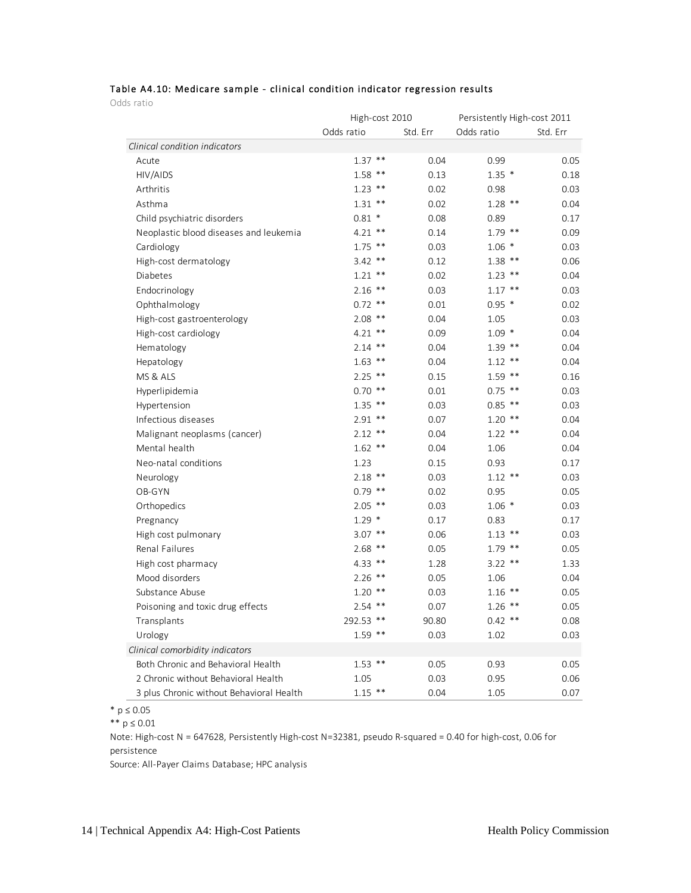#### Table A4.10: Medicare sample - clinical condition indicator regression results

Odds ratio

| | High-cost 2010 | | Persistently High-cost 2011 | |
|---|---|---|---|---|
| | Odds ratio | Std. Err | Odds ratio | Std. Err |
| *Clinical condition indicators* | | | | |
| Acute | 1.37 ** | 0.04 | 0.99 | 0.05 |
| HIV/AIDS | 1.58 ** | 0.13 | 1.35 * | 0.18 |
| Arthritis | 1.23 ** | 0.02 | 0.98 | 0.03 |
| Asthma | 1.31 ** | 0.02 | 1.28 ** | 0.04 |
| Child psychiatric disorders | 0.81 * | 0.08 | 0.89 | 0.17 |
| Neoplastic blood diseases and leukemia | 4.21 ** | 0.14 | 1.79 ** | 0.09 |
| Cardiology | 1.75 ** | 0.03 | 1.06 * | 0.03 |
| High-cost dermatology | 3.42 ** | 0.12 | 1.38 ** | 0.06 |
| Diabetes | 1.21 ** | 0.02 | 1.23 ** | 0.04 |
| Endocrinology | 2.16 ** | 0.03 | 1.17 ** | 0.03 |
| Ophthalmology | 0.72 ** | 0.01 | 0.95 * | 0.02 |
| High-cost gastroenterology | 2.08 ** | 0.04 | 1.05 | 0.03 |
| High-cost cardiology | 4.21 ** | 0.09 | 1.09 * | 0.04 |
| Hematology | 2.14 ** | 0.04 | 1.39 ** | 0.04 |
| Hepatology | 1.63 ** | 0.04 | 1.12 ** | 0.04 |
| MS & ALS | 2.25 ** | 0.15 | 1.59 ** | 0.16 |
| Hyperlipidemia | 0.70 ** | 0.01 | 0.75 ** | 0.03 |
| Hypertension | 1.35 ** | 0.03 | 0.85 ** | 0.03 |
| Infectious diseases | 2.91 ** | 0.07 | 1.20 ** | 0.04 |
| Malignant neoplasms (cancer) | 2.12 ** | 0.04 | 1.22 ** | 0.04 |
| Mental health | 1.62 ** | 0.04 | 1.06 | 0.04 |
| Neo-natal conditions | 1.23 | 0.15 | 0.93 | 0.17 |
| Neurology | 2.18 ** | 0.03 | 1.12 ** | 0.03 |
| OB-GYN | 0.79 ** | 0.02 | 0.95 | 0.05 |
| Orthopedics | 2.05 ** | 0.03 | 1.06 * | 0.03 |
| Pregnancy | 1.29 * | 0.17 | 0.83 | 0.17 |
| High cost pulmonary | 3.07 ** | 0.06 | 1.13 ** | 0.03 |
| Renal Failures | 2.68 ** | 0.05 | 1.79 ** | 0.05 |
| High cost pharmacy | 4.33 ** | 1.28 | 3.22 ** | 1.33 |
| Mood disorders | 2.26 ** | 0.05 | 1.06 | 0.04 |
| Substance Abuse | 1.20 ** | 0.03 | 1.16 ** | 0.05 |
| Poisoning and toxic drug effects | 2.54 ** | 0.07 | 1.26 ** | 0.05 |
| Transplants | 292.53 ** | 90.80 | 0.42 ** | 0.08 |
| Urology | 1.59 ** | 0.03 | 1.02 | 0.03 |
| *Clinical comorbidity indicators* | | | | |
| Both Chronic and Behavioral Health | 1.53 ** | 0.05 | 0.93 | 0.05 |
| 2 Chronic without Behavioral Health | 1.05 | 0.03 | 0.95 | 0.06 |
| 3 plus Chronic without Behavioral Health | 1.15 ** | 0.04 | 1.05 | 0.07 |

* $p \leq 0.05$

** $p \leq 0.01$

Note: High-cost N = 647628, Persistently High-cost N=32381, pseudo R-squared = 0.40 for high-cost, 0.06 for persistence

Source: All-Payer Claims Database; HPC analysis